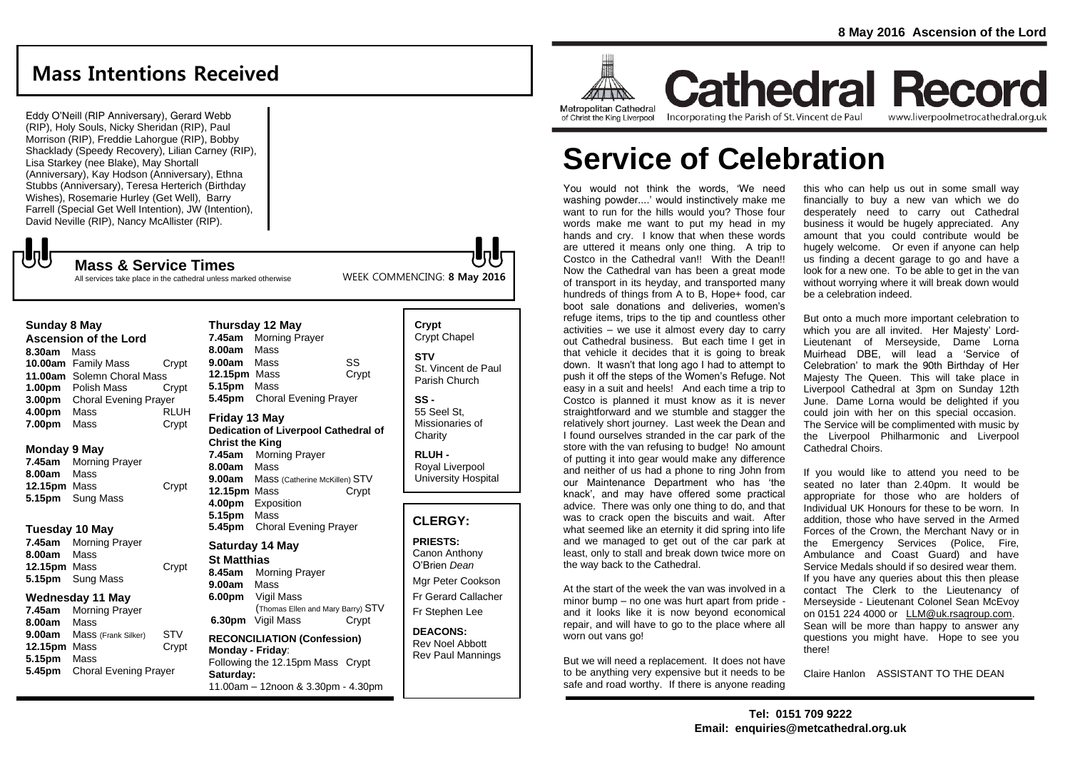# Cathedral Record

Metropolitan Cathedral of Christ the King Liverpool

Incorporating the Parish of St. Vincent de Paul

www.liverpoolmetrocathedral.org.uk

**8 May 2016 Ascension of the Lord**

## Mass Intentions Received

Eddy O'Neill (RIP Anniversary), Gerard Webb (RIP), Holy Souls, Nicky Sheridan (RIP), Paul Morrison (RIP), Freddie Lahorgue (RIP), Bobby Shacklady (Speedy Recovery), Lilian Carney (RIP), Lisa Starkey (nee Blake), May Shortall (Anniversary), Kay Hodson (Anniversary), Ethna Stubbs (Anniversary), Teresa Herterich (Birthday Wishes), Rosemarie Hurley (Get Well), Barry Farrell (Special Get Well Intention), JW (Intention), David Neville (RIP), Nancy McAllister (RIP).

## Mass & Service Times

All services take place in the cathedral unless marked otherwise

WEEK COMMENCING: **8 May 2016**

### Sunday 8 May
**Ascension of the Lord**

**8.30am** Mass
**10.00am** Family Mass — Crypt
**11.00am** Solemn Choral Mass
**1.00pm** Polish Mass — Crypt
**3.00pm** Choral Evening Prayer
**4.00pm** Mass — RLUH
**7.00pm** Mass — Crypt

### Monday 9 May
**7.45am** Morning Prayer
**8.00am** Mass
**12.15pm** Mass — Crypt
**5.15pm** Sung Mass

### Tuesday 10 May
**7.45am** Morning Prayer
**8.00am** Mass
**12.15pm** Mass — Crypt
**5.15pm** Sung Mass

### Wednesday 11 May
**7.45am** Morning Prayer
**8.00am** Mass
**9.00am** Mass (Frank Silker) — STV
**12.15pm** Mass — Crypt
**5.15pm** Mass
**5.45pm** Choral Evening Prayer

### Thursday 12 May
**7.45am** Morning Prayer
**8.00am** Mass
**9.00am** Mass — SS
**12.15pm** Mass — Crypt
**5.15pm** Mass
**5.45pm** Choral Evening Prayer

### Friday 13 May
**Dedication of Liverpool Cathedral of Christ the King**

**7.45am** Morning Prayer
**8.00am** Mass
**9.00am** Mass (Catherine McKillen) STV
**12.15pm** Mass — Crypt
**4.00pm** Exposition
**5.15pm** Mass
**5.45pm** Choral Evening Prayer

### Saturday 14 May
**St Matthias**

**8.45am** Morning Prayer
**9.00am** Mass
**6.00pm** Vigil Mass (Thomas Ellen and Mary Barry) STV
**6.30pm** Vigil Mass — Crypt

**RECONCILIATION (Confession)**
**Monday - Friday**:
Following the 12.15pm Mass Crypt
**Saturday:**
11.00am – 12noon & 3.30pm - 4.30pm

**Crypt**
Crypt Chapel

**STV**
St. Vincent de Paul Parish Church

**SS -**
55 Seel St, Missionaries of Charity

**RLUH -**
Royal Liverpool University Hospital

## CLERGY:

**PRIESTS:**
Canon Anthony O'Brien *Dean*
Mgr Peter Cookson
Fr Gerard Callacher
Fr Stephen Lee

**DEACONS:**
Rev Noel Abbott
Rev Paul Mannings

# Service of Celebration

You would not think the words, 'We need washing powder....' would instinctively make me want to run for the hills would you? Those four words make me want to put my head in my hands and cry. I know that when these words are uttered it means only one thing. A trip to Costco in the Cathedral van!! With the Dean!! Now the Cathedral van has been a great mode of transport in its heyday, and transported many hundreds of things from A to B, Hope+ food, car boot sale donations and deliveries, women's refuge items, trips to the tip and countless other activities – we use it almost every day to carry out Cathedral business. But each time I get in that vehicle it decides that it is going to break down. It wasn't that long ago I had to attempt to push it off the steps of the Women's Refuge. Not easy in a suit and heels! And each time a trip to Costco is planned it must know as it is never straightforward and we stumble and stagger the relatively short journey. Last week the Dean and I found ourselves stranded in the car park of the store with the van refusing to budge! No amount of putting it into gear would make any difference and neither of us had a phone to ring John from our Maintenance Department who has 'the knack', and may have offered some practical advice. There was only one thing to do, and that was to crack open the biscuits and wait. After what seemed like an eternity it did spring into life and we managed to get out of the car park at least, only to stall and break down twice more on the way back to the Cathedral.

At the start of the week the van was involved in a minor bump – no one was hurt apart from pride - and it looks like it is now beyond economical repair, and we will have to go to the place where all worn out vans go!

But we will need a replacement. It does not have to be anything very expensive but it needs to be safe and road worthy. If there is anyone reading this who can help us out in some small way financially to buy a new van which we do desperately need to carry out Cathedral business it would be hugely appreciated. Any amount that you could contribute would be hugely welcome. Or even if anyone can help us finding a decent garage to go and have a look for a new one. To be able to get in the van without worrying where it will break down would be a celebration indeed.

But onto a much more important celebration to which you are all invited. Her Majesty' Lord-Lieutenant of Merseyside, Dame Lorna Muirhead DBE, will lead a 'Service of Celebration' to mark the 90th Birthday of Her Majesty The Queen. This will take place in Liverpool Cathedral at 3pm on Sunday 12th June. Dame Lorna would be delighted if you could join with her on this special occasion. The Service will be complimented with music by the Liverpool Philharmonic and Liverpool Cathedral Choirs.

If you would like to attend you need to be seated no later than 2.40pm. It would be appropriate for those who are holders of Individual UK Honours for these to be worn. In addition, those who have served in the Armed Forces of the Crown, the Merchant Navy or in the Emergency Services (Police, Fire, Ambulance and Coast Guard) and have Service Medals should if so desired wear them. If you have any queries about this then please contact The Clerk to the Lieutenancy of Merseyside - Lieutenant Colonel Sean McEvoy on 0151 224 4000 or LLM@uk.rsagroup.com. Sean will be more than happy to answer any questions you might have. Hope to see you there!

Claire Hanlon ASSISTANT TO THE DEAN

**Tel: 0151 709 9222**
**Email: enquiries@metcathedral.org.uk**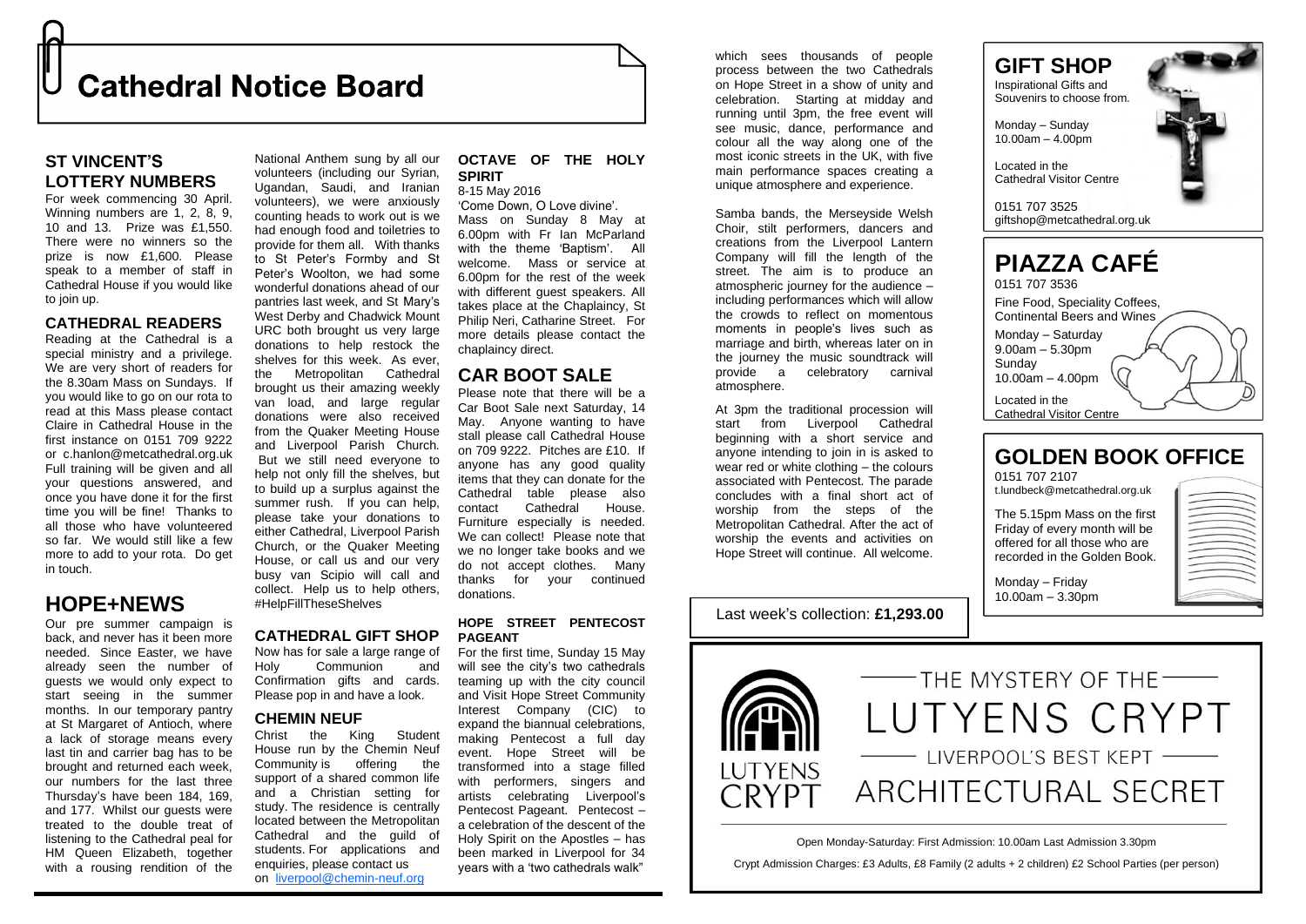# Cathedral Notice Board

## ST VINCENT'S LOTTERY NUMBERS

For week commencing 30 April. Winning numbers are 1, 2, 8, 9, 10 and 13. Prize was £1,550. There were no winners so the prize is now £1,600. Please speak to a member of staff in Cathedral House if you would like to join up.

## CATHEDRAL READERS

Reading at the Cathedral is a special ministry and a privilege. We are very short of readers for the 8.30am Mass on Sundays. If you would like to go on our rota to read at this Mass please contact Claire in Cathedral House in the first instance on 0151 709 9222 or c.hanlon@metcathedral.org.uk Full training will be given and all your questions answered, and once you have done it for the first time you will be fine! Thanks to all those who have volunteered so far. We would still like a few more to add to your rota. Do get in touch.

# HOPE+NEWS

Our pre summer campaign is back, and never has it been more needed. Since Easter, we have already seen the number of guests we would only expect to start seeing in the summer months. In our temporary pantry at St Margaret of Antioch, where a lack of storage means every last tin and carrier bag has to be brought and returned each week, our numbers for the last three Thursday's have been 184, 169, and 177. Whilst our guests were treated to the double treat of listening to the Cathedral peal for HM Queen Elizabeth, together with a rousing rendition of the National Anthem sung by all our volunteers (including our Syrian, Ugandan, Saudi, and Iranian volunteers), we were anxiously counting heads to work out is we had enough food and toiletries to provide for them all. With thanks to St Peter's Formby and St Peter's Woolton, we had some wonderful donations ahead of our pantries last week, and St Mary's West Derby and Chadwick Mount URC both brought us very large donations to help restock the shelves for this week. As ever, the Metropolitan Cathedral brought us their amazing weekly van load, and large regular donations were also received from the Quaker Meeting House and Liverpool Parish Church. But we still need everyone to help not only fill the shelves, but to build up a surplus against the summer rush. If you can help, please take your donations to either Cathedral, Liverpool Parish Church, or the Quaker Meeting House, or call us and our very busy van Scipio will call and collect. Help us to help others, #HelpFillTheseShelves

## CATHEDRAL GIFT SHOP

Now has for sale a large range of Holy Communion and Confirmation gifts and cards. Please pop in and have a look.

## CHEMIN NEUF

Christ the King Student House run by the Chemin Neuf Community is offering the support of a shared common life and a Christian setting for study. The residence is centrally located between the Metropolitan Cathedral and the guild of students. For applications and enquiries, please contact us on liverpool@chemin-neuf.org

## OCTAVE OF THE HOLY SPIRIT

8-15 May 2016

'Come Down, O Love divine'.

Mass on Sunday 8 May at 6.00pm with Fr Ian McParland with the theme 'Baptism'. All welcome. Mass or service at 6.00pm for the rest of the week with different guest speakers. All takes place at the Chaplaincy, St Philip Neri, Catharine Street. For more details please contact the chaplaincy direct.

# CAR BOOT SALE

Please note that there will be a Car Boot Sale next Saturday, 14 May. Anyone wanting to have stall please call Cathedral House on 709 9222. Pitches are £10. If anyone has any good quality items that they can donate for the Cathedral table please also contact Cathedral House. Furniture especially is needed. We can collect! Please note that we no longer take books and we do not accept clothes. Many thanks for your continued donations.

### HOPE STREET PENTECOST PAGEANT

For the first time, Sunday 15 May will see the city's two cathedrals teaming up with the city council and Visit Hope Street Community Interest Company (CIC) to expand the biannual celebrations, making Pentecost a full day event. Hope Street will be transformed into a stage filled with performers, singers and artists celebrating Liverpool's Pentecost Pageant. Pentecost – a celebration of the descent of the Holy Spirit on the Apostles – has been marked in Liverpool for 34 years with a 'two cathedrals walk" which sees thousands of people process between the two Cathedrals on Hope Street in a show of unity and celebration. Starting at midday and running until 3pm, the free event will see music, dance, performance and colour all the way along one of the most iconic streets in the UK, with five main performance spaces creating a unique atmosphere and experience.

Samba bands, the Merseyside Welsh Choir, stilt performers, dancers and creations from the Liverpool Lantern Company will fill the length of the street. The aim is to produce an atmospheric journey for the audience – including performances which will allow the crowds to reflect on momentous moments in people's lives such as marriage and birth, whereas later on in the journey the music soundtrack will provide a celebratory carnival atmosphere.

At 3pm the traditional procession will start from Liverpool Cathedral beginning with a short service and anyone intending to join in is asked to wear red or white clothing – the colours associated with Pentecost. The parade concludes with a final short act of worship from the steps of the Metropolitan Cathedral. After the act of worship the events and activities on Hope Street will continue. All welcome.

Last week's collection: **£1,293.00**

## GIFT SHOP

Inspirational Gifts and Souvenirs to choose from.

Monday – Sunday
10.00am – 4.00pm

Located in the Cathedral Visitor Centre

0151 707 3525
giftshop@metcathedral.org.uk

# PIAZZA CAFÉ

0151 707 3536

Fine Food, Speciality Coffees, Continental Beers and Wines

Monday – Saturday
9.00am – 5.30pm
Sunday
10.00am – 4.00pm

Located in the Cathedral Visitor Centre

## GOLDEN BOOK OFFICE

0151 707 2107
t.lundbeck@metcathedral.org.uk

The 5.15pm Mass on the first Friday of every month will be offered for all those who are recorded in the Golden Book.

Monday – Friday
10.00am – 3.30pm

LUTYENS CRYPT

THE MYSTERY OF THE LUTYENS CRYPT — LIVERPOOL'S BEST KEPT — ARCHITECTURAL SECRET

Open Monday-Saturday: First Admission: 10.00am Last Admission 3.30pm

Crypt Admission Charges: £3 Adults, £8 Family (2 adults + 2 children) £2 School Parties (per person)